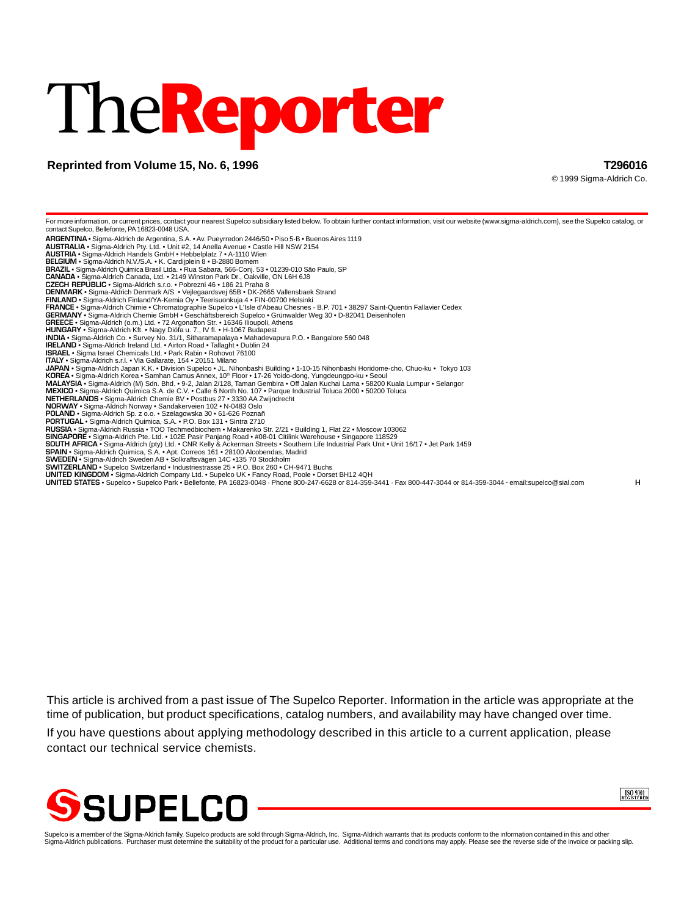# The**Reporter**

**Reprinted from Volume 15, No. 6, 1996**

**T296016**

© 1999 Sigma-Aldrich Co.

For more information, or current prices, contact your nearest Supelco subsidiary listed below. To obtain further contact information, visit our website (www.sigma-aldrich.com), see the Supelco catalog, or contact Supelco, Bellefonte, PA 16823-0048 USA.

**ARGENTINA** • Sigma-Aldrich de Argentina, S.A. • Av. Pueyrredon 2446/50 • Piso 5-B • Buenos Aires 1119
**AUSTRALIA** • Sigma-Aldrich Pty. Ltd. • Unit #2, 14 Anella Avenue • Castle Hill NSW 2154
**AUSTRIA** • Sigma-Aldrich Handels GmbH • Hebbelplatz 7 • A-1110 Wien
**BELGIUM** • Sigma-Aldrich N.V./S.A. • K. Cardijplein 8 • B-2880 Bornem
**BRAZIL** • Sigma-Aldrich Quimica Brasil Ltda. • Rua Sabara, 566-Conj. 53 • 01239-010 São Paulo, SP
**CANADA** • Sigma-Aldrich Canada, Ltd. • 2149 Winston Park Dr., Oakville, ON L6H 6J8
**CZECH REPUBLIC** • Sigma-Aldrich s.r.o. • Pobrezni 46 • 186 21 Praha 8
**DENMARK** • Sigma-Aldrich Denmark A/S • Vejlegaardsvej 65B • DK-2665 Vallensbaek Strand
**FINLAND** • Sigma-Aldrich Finland/YA-Kemia Oy • Teerisuonkuja 4 • FIN-00700 Helsinki
**FRANCE** • Sigma-Aldrich Chimie • Chromatographie Supelco • L'Isle d'Abeau Chesnes - B.P. 701 • 38297 Saint-Quentin Fallavier Cedex
**GERMANY** • Sigma-Aldrich Chemie GmbH • Geschäftsbereich Supelco • Grünwalder Weg 30 • D-82041 Deisenhofen
**GREECE** • Sigma-Aldrich (o.m.) Ltd. • 72 Argonafton Str. • 16346 Ilioupoli, Athens
**HUNGARY** • Sigma-Aldrich Kft. • Nagy Diófa u. 7., IV fl. • H-1067 Budapest
**INDIA** • Sigma-Aldrich Co. • Survey No. 31/1, Sitharamapalaya • Mahadevapura P.O. • Bangalore 560 048
**IRELAND** • Sigma-Aldrich Ireland Ltd. • Airton Road • Tallaght • Dublin 24
**ISRAEL** • Sigma Israel Chemicals Ltd. • Park Rabin • Rohovot 76100
**ITALY** • Sigma-Aldrich s.r.l. • Via Gallarate, 154 • 20151 Milano
**JAPAN** • Sigma-Aldrich Japan K.K. • Division Supelco • JL. Nihonbashi Building • 1-10-15 Nihonbashi Horidome-cho, Chuo-ku • Tokyo 103
**KOREA** • Sigma-Aldrich Korea • Samhan Camus Annex, 10th Floor • 17-26 Yoido-dong, Yungdeungpo-ku • Seoul
**MALAYSIA** • Sigma-Aldrich (M) Sdn. Bhd. • 9-2, Jalan 2/128, Taman Gembira • Off Jalan Kuchai Lama • 58200 Kuala Lumpur • Selangor
**MEXICO** • Sigma-Aldrich Química S.A. de C.V. • Calle 6 North No. 107 • Parque Industrial Toluca 2000 • 50200 Toluca
**NETHERLANDS** • Sigma-Aldrich Chemie BV • Postbus 27 • 3330 AA Zwijndrecht
**NORWAY** • Sigma-Aldrich Norway • Sandakerveien 102 • N-0483 Oslo
**POLAND** • Sigma-Aldrich Sp. z o.o. • Szelagowska 30 • 61-626 Poznañ
**PORTUGAL** • Sigma-Aldrich Quimica, S.A. • P.O. Box 131 • Sintra 2710
**RUSSIA** • Sigma-Aldrich Russia • TOO Techmedbiochem • Makarenko Str. 2/21 • Building 1, Flat 22 • Moscow 103062
**SINGAPORE** • Sigma-Aldrich Pte. Ltd. • 102E Pasir Panjang Road • #08-01 Citilink Warehouse • Singapore 118529
**SOUTH AFRICA** • Sigma-Aldrich (pty) Ltd. • CNR Kelly & Ackerman Streets • Southern Life Industrial Park Unit • Unit 16/17 • Jet Park 1459
**SPAIN** • Sigma-Aldrich Quimica, S.A. • Apt. Correos 161 • 28100 Alcobendas, Madrid
**SWEDEN** • Sigma-Aldrich Sweden AB • Solkraftsvägen 14C •135 70 Stockholm
**SWITZERLAND** • Supelco Switzerland • Industriestrasse 25 • P.O. Box 260 • CH-9471 Buchs
**UNITED KINGDOM** • Sigma-Aldrich Company Ltd. • Supelco UK • Fancy Road, Poole • Dorset BH12 4QH
**UNITED STATES** • Supelco • Supelco Park • Bellefonte, PA 16823-0048 · Phone 800-247-6628 or 814-359-3441 · Fax 800-447-3044 or 814-359-3044 · email:supelco@sial.com **H**

This article is archived from a past issue of The Supelco Reporter. Information in the article was appropriate at the time of publication, but product specifications, catalog numbers, and availability may have changed over time.

If you have questions about applying methodology described in this article to a current application, please contact our technical service chemists.

**SUPELCO**

ISO 9001 REGISTERED

Supelco is a member of the Sigma-Aldrich family. Supelco products are sold through Sigma-Aldrich, Inc. Sigma-Aldrich warrants that its products conform to the information contained in this and other Sigma-Aldrich publications. Purchaser must determine the suitability of the product for a particular use. Additional terms and conditions may apply. Please see the reverse side of the invoice or packing slip.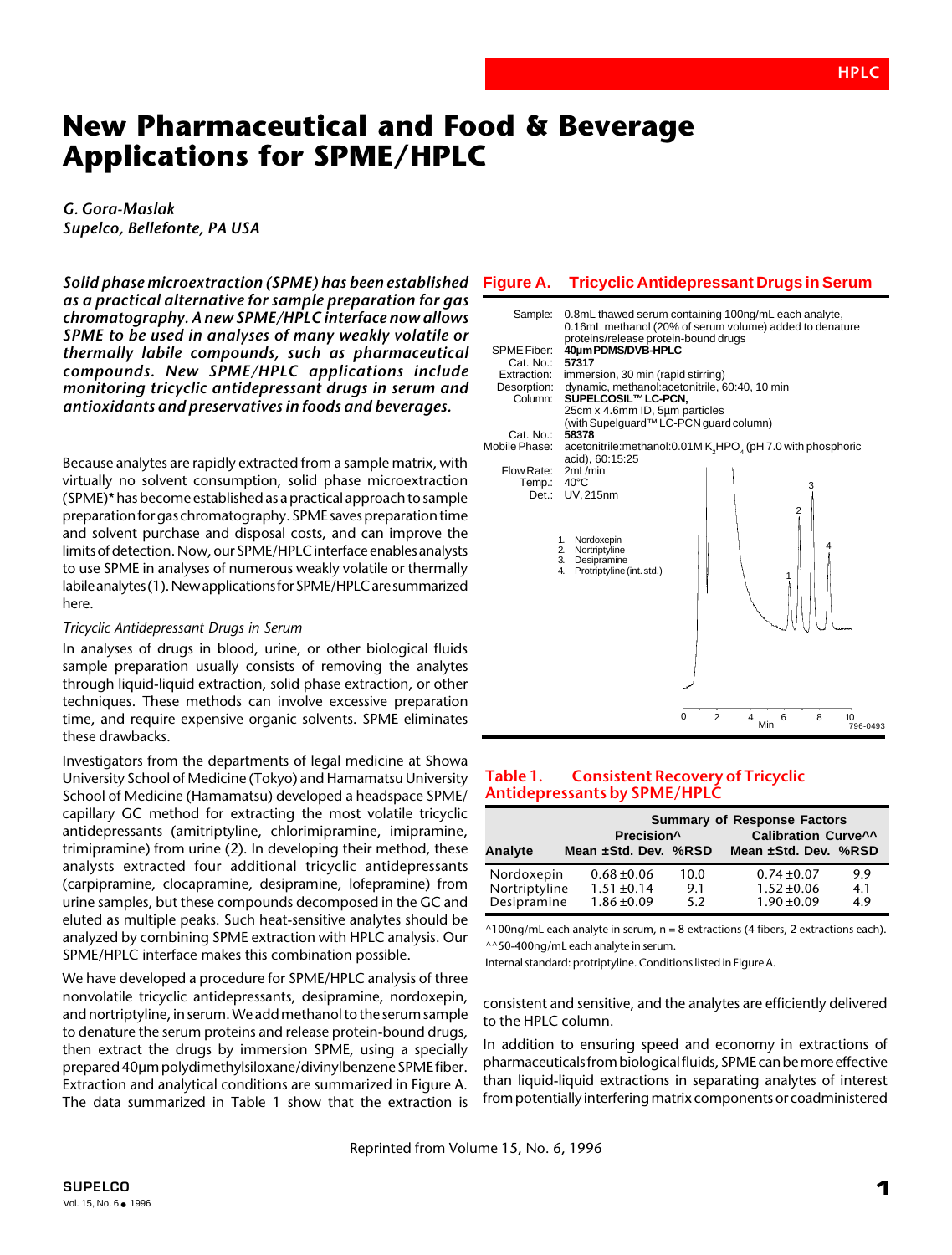# New Pharmaceutical and Food & Beverage Applications for SPME/HPLC

*G. Gora-Maslak*
*Supelco, Bellefonte, PA USA*

***Solid phase microextraction (SPME) has been established as a practical alternative for sample preparation for gas chromatography. A new SPME/HPLC interface now allows SPME to be used in analyses of many weakly volatile or thermally labile compounds, such as pharmaceutical compounds. New SPME/HPLC applications include monitoring tricyclic antidepressant drugs in serum and antioxidants and preservatives in foods and beverages.***

Because analytes are rapidly extracted from a sample matrix, with virtually no solvent consumption, solid phase microextraction (SPME)* has become established as a practical approach to sample preparation for gas chromatography. SPME saves preparation time and solvent purchase and disposal costs, and can improve the limits of detection. Now, our SPME/HPLC interface enables analysts to use SPME in analyses of numerous weakly volatile or thermally labile analytes (1). New applications for SPME/HPLC are summarized here.

*Tricyclic Antidepressant Drugs in Serum*

In analyses of drugs in blood, urine, or other biological fluids sample preparation usually consists of removing the analytes through liquid-liquid extraction, solid phase extraction, or other techniques. These methods can involve excessive preparation time, and require expensive organic solvents. SPME eliminates these drawbacks.

Investigators from the departments of legal medicine at Showa University School of Medicine (Tokyo) and Hamamatsu University School of Medicine (Hamamatsu) developed a headspace SPME/capillary GC method for extracting the most volatile tricyclic antidepressants (amitriptyline, chlorimipramine, imipramine, trimipramine) from urine (2). In developing their method, these analysts extracted four additional tricyclic antidepressants (carpipramine, clocapramine, desipramine, lofepramine) from urine samples, but these compounds decomposed in the GC and eluted as multiple peaks. Such heat-sensitive analytes should be analyzed by combining SPME extraction with HPLC analysis. Our SPME/HPLC interface makes this combination possible.

We have developed a procedure for SPME/HPLC analysis of three nonvolatile tricyclic antidepressants, desipramine, nordoxepin, and nortriptyline, in serum. We add methanol to the serum sample to denature the serum proteins and release protein-bound drugs, then extract the drugs by immersion SPME, using a specially prepared 40µm polydimethylsiloxane/divinylbenzene SPME fiber. Extraction and analytical conditions are summarized in Figure A. The data summarized in Table 1 show that the extraction is consistent and sensitive, and the analytes are efficiently delivered to the HPLC column.

In addition to ensuring speed and economy in extractions of pharmaceuticals from biological fluids, SPME can be more effective than liquid-liquid extractions in separating analytes of interest from potentially interfering matrix components or coadministered

**Figure A. Tricyclic Antidepressant Drugs in Serum**

Sample: 0.8mL thawed serum containing 100ng/mL each analyte, 0.16mL methanol (20% of serum volume) added to denature proteins/release protein-bound drugs
SPME Fiber: **40µm PDMS/DVB-HPLC**
Cat. No.: **57317**
Extraction: immersion, 30 min (rapid stirring)
Desorption: dynamic, methanol:acetonitrile, 60:40, 10 min
Column: **SUPELCOSIL™ LC-PCN,**
25cm x 4.6mm ID, 5µm particles
(with Supelguard™ LC-PCN guard column)
Cat. No.: **58378**
Mobile Phase: acetonitrile:methanol:0.01M $K_2HPO_4$ (pH 7.0 with phosphoric acid), 60:15:25
Flow Rate: 2mL/min
Temp.: 40°C
Det.: UV, 215nm

1. Nordoxepin
2. Nortriptyline
3. Desipramine
4. Protriptyline (int. std.)

796-0493

**Table 1. Consistent Recovery of Tricyclic Antidepressants by SPME/HPLC**

| | Summary of Response Factors | | | |
|---|---|---|---|---|
| | Precision^ | | Calibration Curve^^ | |
| Analyte | Mean ±Std. Dev. | %RSD | Mean ±Std. Dev. | %RSD |
| Nordoxepin | 0.68 ±0.06 | 10.0 | 0.74 ±0.07 | 9.9 |
| Nortriptyline | 1.51 ±0.14 | 9.1 | 1.52 ±0.06 | 4.1 |
| Desipramine | 1.86 ±0.09 | 5.2 | 1.90 ±0.09 | 4.9 |

^100ng/mL each analyte in serum, n = 8 extractions (4 fibers, 2 extractions each).
^^50-400ng/mL each analyte in serum.
Internal standard: protriptyline. Conditions listed in Figure A.

Reprinted from Volume 15, No. 6, 1996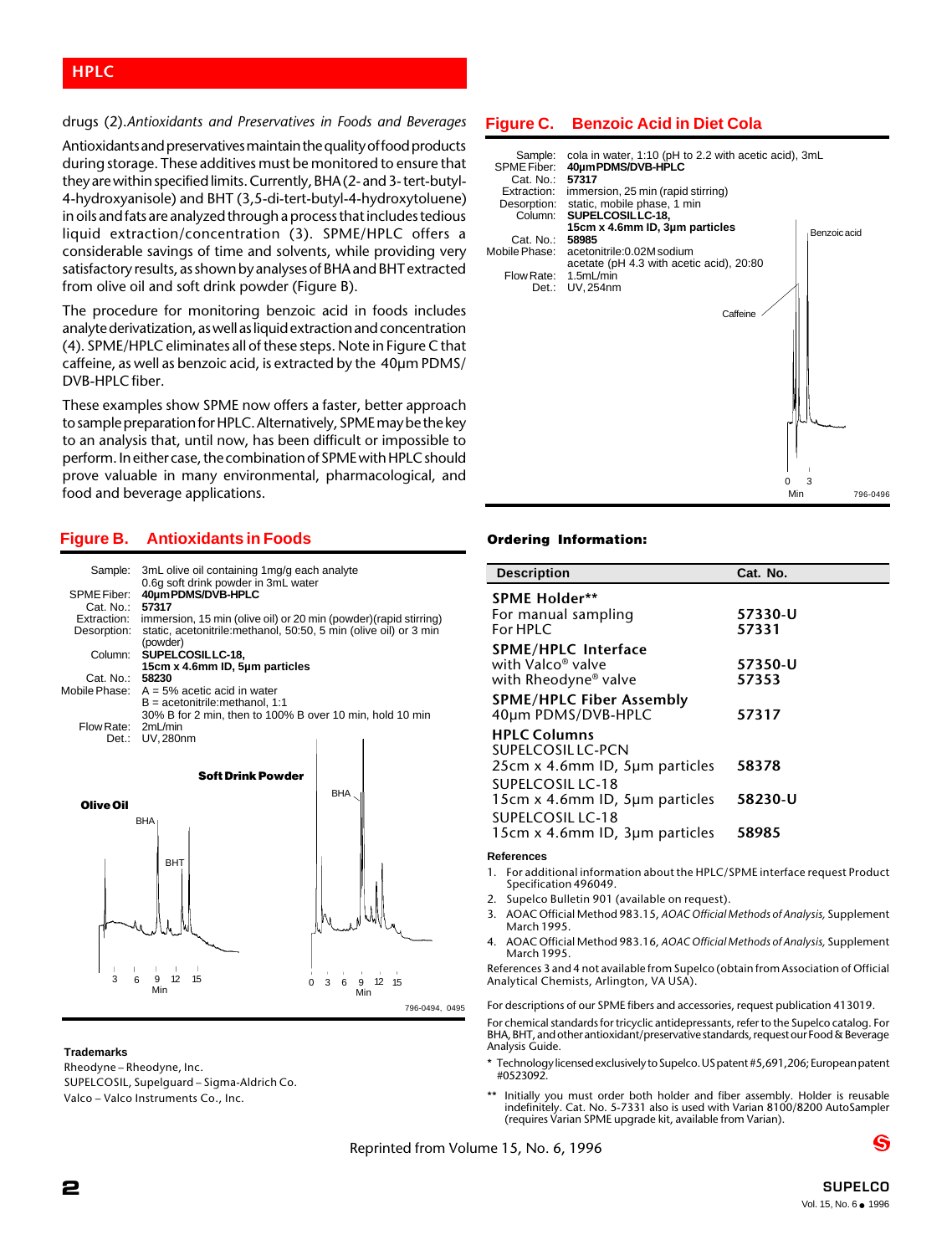drugs (2).*Antioxidants and Preservatives in Foods and Beverages*

Antioxidants and preservatives maintain the quality of food products during storage. These additives must be monitored to ensure that they are within specified limits. Currently, BHA (2- and 3- tert-butyl-4-hydroxyanisole) and BHT (3,5-di-tert-butyl-4-hydroxytoluene) in oils and fats are analyzed through a process that includes tedious liquid extraction/concentration (3). SPME/HPLC offers a considerable savings of time and solvents, while providing very satisfactory results, as shown by analyses of BHA and BHT extracted from olive oil and soft drink powder (Figure B).

The procedure for monitoring benzoic acid in foods includes analyte derivatization, as well as liquid extraction and concentration (4). SPME/HPLC eliminates all of these steps. Note in Figure C that caffeine, as well as benzoic acid, is extracted by the 40µm PDMS/DVB-HPLC fiber.

These examples show SPME now offers a faster, better approach to sample preparation for HPLC. Alternatively, SPME may be the key to an analysis that, until now, has been difficult or impossible to perform. In either case, the combination of SPME with HPLC should prove valuable in many environmental, pharmacological, and food and beverage applications.

## Figure B. Antioxidants in Foods

Sample: 3mL olive oil containing 1mg/g each analyte
0.6g soft drink powder in 3mL water
SPME Fiber: **40µm PDMS/DVB-HPLC**
Cat. No.: **57317**
Extraction: immersion, 15 min (olive oil) or 20 min (powder)(rapid stirring)
Desorption: static, acetonitrile:methanol, 50:50, 5 min (olive oil) or 3 min (powder)
Column: **SUPELCOSIL LC-18, 15cm x 4.6mm ID, 5µm particles**
Cat. No.: **58230**
Mobile Phase: A = 5% acetic acid in water
B = acetonitrile:methanol, 1:1
30% B for 2 min, then to 100% B over 10 min, hold 10 min
Flow Rate: 2mL/min
Det.: UV, 280nm

**Olive Oil**
BHA
BHT
3 6 9 12 15
Min

**Soft Drink Powder**
BHA
0 3 6 9 12 15
Min

796-0494, 0495

## Figure C. Benzoic Acid in Diet Cola

Sample: cola in water, 1:10 (pH to 2.2 with acetic acid), 3mL
SPME Fiber: **40µm PDMS/DVB-HPLC**
Cat. No.: **57317**
Extraction: immersion, 25 min (rapid stirring)
Desorption: static, mobile phase, 1 min
Column: **SUPELCOSIL LC-18, 15cm x 4.6mm ID, 3µm particles**
Cat. No.: **58985**
Mobile Phase: acetonitrile:0.02M sodium acetate (pH 4.3 with acetic acid), 20:80
Flow Rate: 1.5mL/min
Det.: UV, 254nm

Benzoic acid
Caffeine
0 3
Min

796-0496

### Ordering Information:

| Description | Cat. No. |
|---|---|
| **SPME Holder**\*\* | |
| For manual sampling | **57330-U** |
| For HPLC | **57331** |
| **SPME/HPLC Interface** | |
| with Valco® valve | **57350-U** |
| with Rheodyne® valve | **57353** |
| **SPME/HPLC Fiber Assembly** | |
| 40µm PDMS/DVB-HPLC | **57317** |
| **HPLC Columns** | |
| SUPELCOSIL LC-PCN 25cm x 4.6mm ID, 5µm particles | **58378** |
| SUPELCOSIL LC-18 15cm x 4.6mm ID, 5µm particles | **58230-U** |
| SUPELCOSIL LC-18 15cm x 4.6mm ID, 3µm particles | **58985** |

**References**

1. For additional information about the HPLC/SPME interface request Product Specification 496049.
2. Supelco Bulletin 901 (available on request).
3. AOAC Official Method 983.15, *AOAC Official Methods of Analysis,* Supplement March 1995.
4. AOAC Official Method 983.16, *AOAC Official Methods of Analysis,* Supplement March 1995.

References 3 and 4 not available from Supelco (obtain from Association of Official Analytical Chemists, Arlington, VA USA).

For descriptions of our SPME fibers and accessories, request publication 413019.

For chemical standards for tricyclic antidepressants, refer to the Supelco catalog. For BHA, BHT, and other antioxidant/preservative standards, request our Food & Beverage Analysis Guide.

\* Technology licensed exclusively to Supelco. US patent #5,691,206; European patent #0523092.

\*\* Initially you must order both holder and fiber assembly. Holder is reusable indefinitely. Cat. No. 5-7331 also is used with Varian 8100/8200 AutoSampler (requires Varian SPME upgrade kit, available from Varian).

**Trademarks**

Rheodyne – Rheodyne, Inc.
SUPELCOSIL, Supelguard – Sigma-Aldrich Co.
Valco – Valco Instruments Co., Inc.

Reprinted from Volume 15, No. 6, 1996